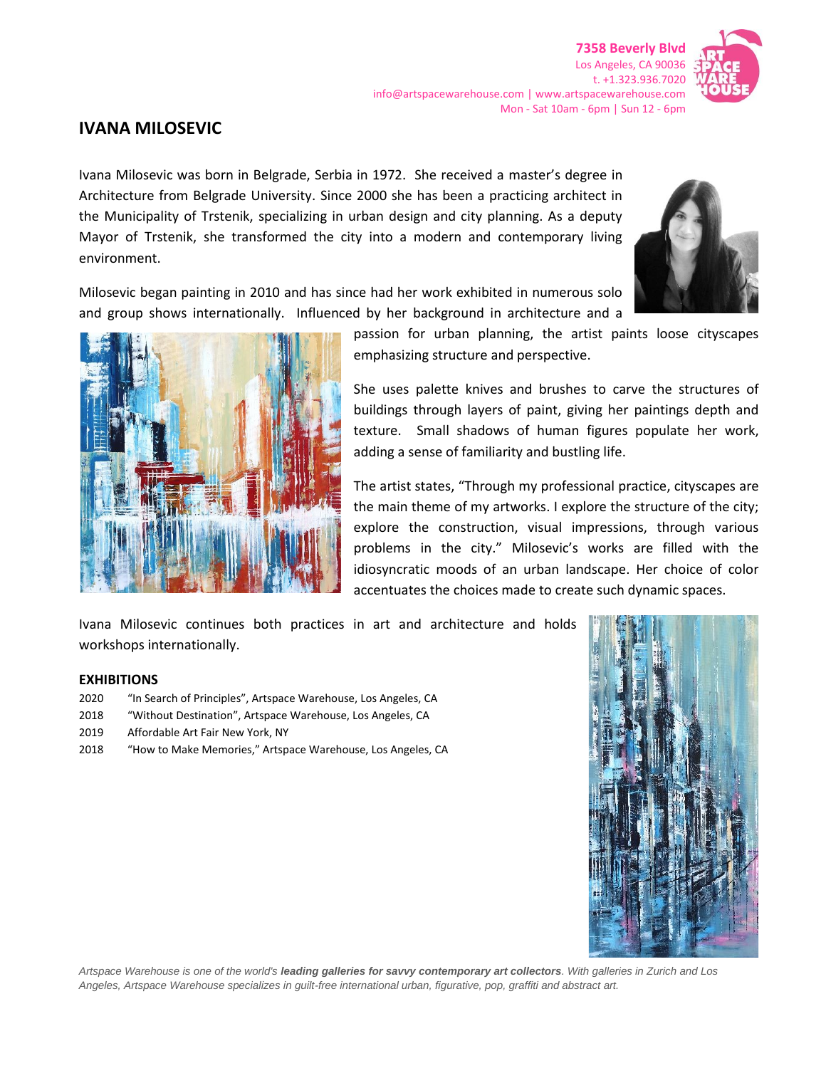**7358 Beverly Blvd**
Los Angeles, CA 90036
t. +1.323.936.7020
info@artspacewarehouse.com | www.artspacewarehouse.com
Mon - Sat 10am - 6pm | Sun 12 - 6pm

# IVANA MILOSEVIC

Ivana Milosevic was born in Belgrade, Serbia in 1972. She received a master's degree in Architecture from Belgrade University. Since 2000 she has been a practicing architect in the Municipality of Trstenik, specializing in urban design and city planning. As a deputy Mayor of Trstenik, she transformed the city into a modern and contemporary living environment.

Milosevic began painting in 2010 and has since had her work exhibited in numerous solo and group shows internationally. Influenced by her background in architecture and a passion for urban planning, the artist paints loose cityscapes emphasizing structure and perspective.

She uses palette knives and brushes to carve the structures of buildings through layers of paint, giving her paintings depth and texture. Small shadows of human figures populate her work, adding a sense of familiarity and bustling life.

The artist states, "Through my professional practice, cityscapes are the main theme of my artworks. I explore the structure of the city; explore the construction, visual impressions, through various problems in the city." Milosevic's works are filled with the idiosyncratic moods of an urban landscape. Her choice of color accentuates the choices made to create such dynamic spaces.

Ivana Milosevic continues both practices in art and architecture and holds workshops internationally.

## EXHIBITIONS

2020 "In Search of Principles", Artspace Warehouse, Los Angeles, CA
2018 "Without Destination", Artspace Warehouse, Los Angeles, CA
2019 Affordable Art Fair New York, NY
2018 "How to Make Memories," Artspace Warehouse, Los Angeles, CA

*Artspace Warehouse is one of the world's **leading galleries for savvy contemporary art collectors**. With galleries in Zurich and Los Angeles, Artspace Warehouse specializes in guilt-free international urban, figurative, pop, graffiti and abstract art.*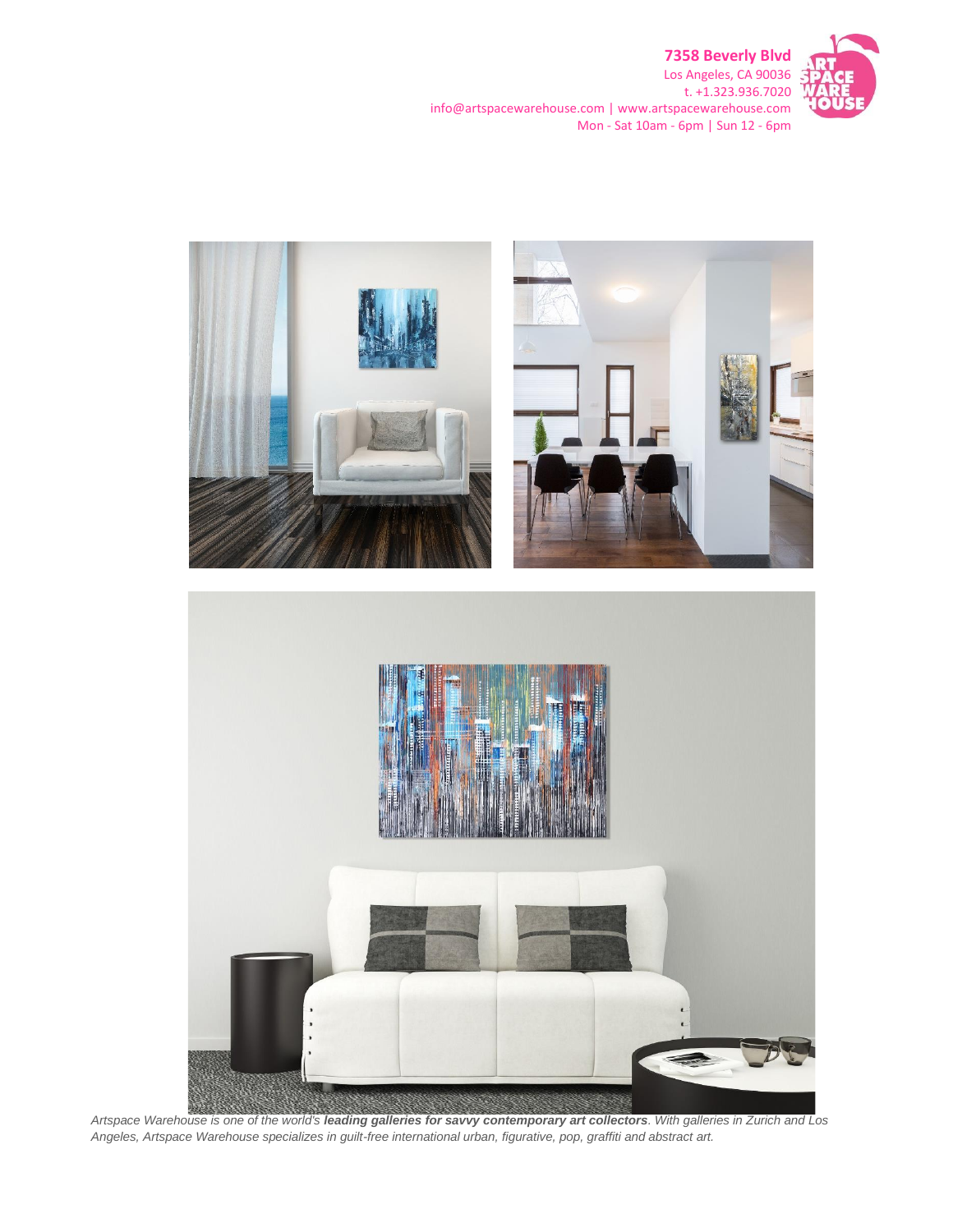**7358 Beverly Blvd**
Los Angeles, CA 90036
t. +1.323.936.7020
info@artspacewarehouse.com | www.artspacewarehouse.com
Mon - Sat 10am - 6pm | Sun 12 - 6pm

*Artspace Warehouse is one of the world's **leading galleries for savvy contemporary art collectors**. With galleries in Zurich and Los Angeles, Artspace Warehouse specializes in guilt-free international urban, figurative, pop, graffiti and abstract art.*